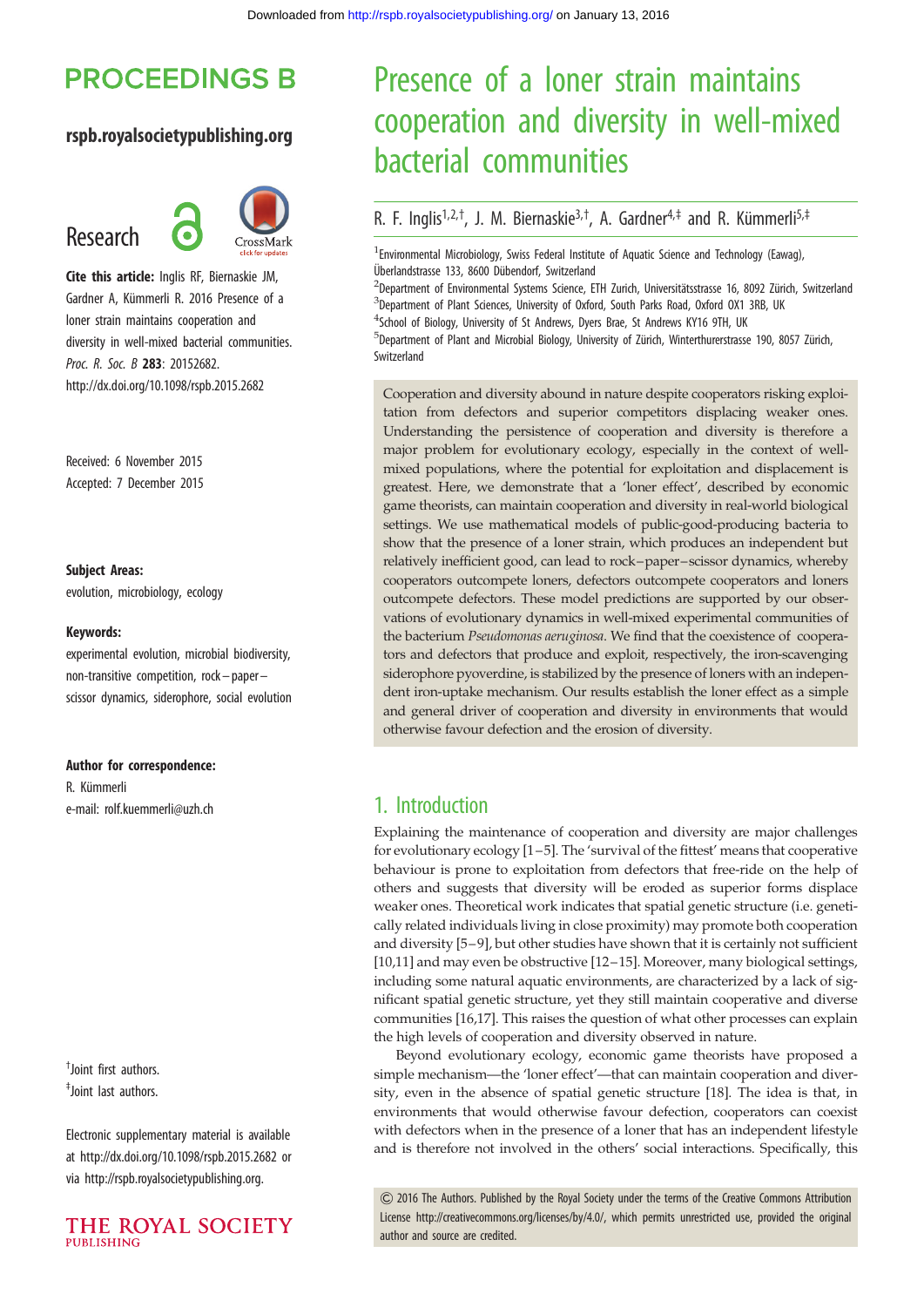# Presence of a loner strain maintains cooperation and diversity in well-mixed bacterial communities

R. F. Inglis[1,2,†], J. M. Biernaskie[3,†], A. Gardner[4,‡] and R. Kümmerli[5,‡]

[1]Environmental Microbiology, Swiss Federal Institute of Aquatic Science and Technology (Eawag), Überlandstrasse 133, 8600 Dübendorf, Switzerland
[2]Department of Environmental Systems Science, ETH Zurich, Universitätsstrasse 16, 8092 Zürich, Switzerland
[3]Department of Plant Sciences, University of Oxford, South Parks Road, Oxford OX1 3RB, UK
[4]School of Biology, University of St Andrews, Dyers Brae, St Andrews KY16 9TH, UK
[5]Department of Plant and Microbial Biology, University of Zürich, Winterthurerstrasse 190, 8057 Zürich, Switzerland

**PROCEEDINGS B**

**rspb.royalsocietypublishing.org**

Research

**Cite this article:** Inglis RF, Biernaskie JM, Gardner A, Kümmerli R. 2016 Presence of a loner strain maintains cooperation and diversity in well-mixed bacterial communities. *Proc. R. Soc. B* **283**: 20152682. http://dx.doi.org/10.1098/rspb.2015.2682

Received: 6 November 2015
Accepted: 7 December 2015

**Subject Areas:**
evolution, microbiology, ecology

**Keywords:**
experimental evolution, microbial biodiversity, non-transitive competition, rock–paper–scissor dynamics, siderophore, social evolution

**Author for correspondence:**
R. Kümmerli
e-mail: rolf.kuemmerli@uzh.ch

†Joint first authors.
‡Joint last authors.

Electronic supplementary material is available at http://dx.doi.org/10.1098/rspb.2015.2682 or via http://rspb.royalsocietypublishing.org.

Cooperation and diversity abound in nature despite cooperators risking exploitation from defectors and superior competitors displacing weaker ones. Understanding the persistence of cooperation and diversity is therefore a major problem for evolutionary ecology, especially in the context of well-mixed populations, where the potential for exploitation and displacement is greatest. Here, we demonstrate that a 'loner effect', described by economic game theorists, can maintain cooperation and diversity in real-world biological settings. We use mathematical models of public-good-producing bacteria to show that the presence of a loner strain, which produces an independent but relatively inefficient good, can lead to rock–paper–scissor dynamics, whereby cooperators outcompete loners, defectors outcompete cooperators and loners outcompete defectors. These model predictions are supported by our observations of evolutionary dynamics in well-mixed experimental communities of the bacterium *Pseudomonas aeruginosa*. We find that the coexistence of cooperators and defectors that produce and exploit, respectively, the iron-scavenging siderophore pyoverdine, is stabilized by the presence of loners with an independent iron-uptake mechanism. Our results establish the loner effect as a simple and general driver of cooperation and diversity in environments that would otherwise favour defection and the erosion of diversity.

## 1. Introduction

Explaining the maintenance of cooperation and diversity are major challenges for evolutionary ecology [1–5]. The 'survival of the fittest' means that cooperative behaviour is prone to exploitation from defectors that free-ride on the help of others and suggests that diversity will be eroded as superior forms displace weaker ones. Theoretical work indicates that spatial genetic structure (i.e. genetically related individuals living in close proximity) may promote both cooperation and diversity [5–9], but other studies have shown that it is certainly not sufficient [10,11] and may even be obstructive [12–15]. Moreover, many biological settings, including some natural aquatic environments, are characterized by a lack of significant spatial genetic structure, yet they still maintain cooperative and diverse communities [16,17]. This raises the question of what other processes can explain the high levels of cooperation and diversity observed in nature.

Beyond evolutionary ecology, economic game theorists have proposed a simple mechanism—the 'loner effect'—that can maintain cooperation and diversity, even in the absence of spatial genetic structure [18]. The idea is that, in environments that would otherwise favour defection, cooperators can coexist with defectors when in the presence of a loner that has an independent lifestyle and is therefore not involved in the others' social interactions. Specifically, this

© 2016 The Authors. Published by the Royal Society under the terms of the Creative Commons Attribution License http://creativecommons.org/licenses/by/4.0/, which permits unrestricted use, provided the original author and source are credited.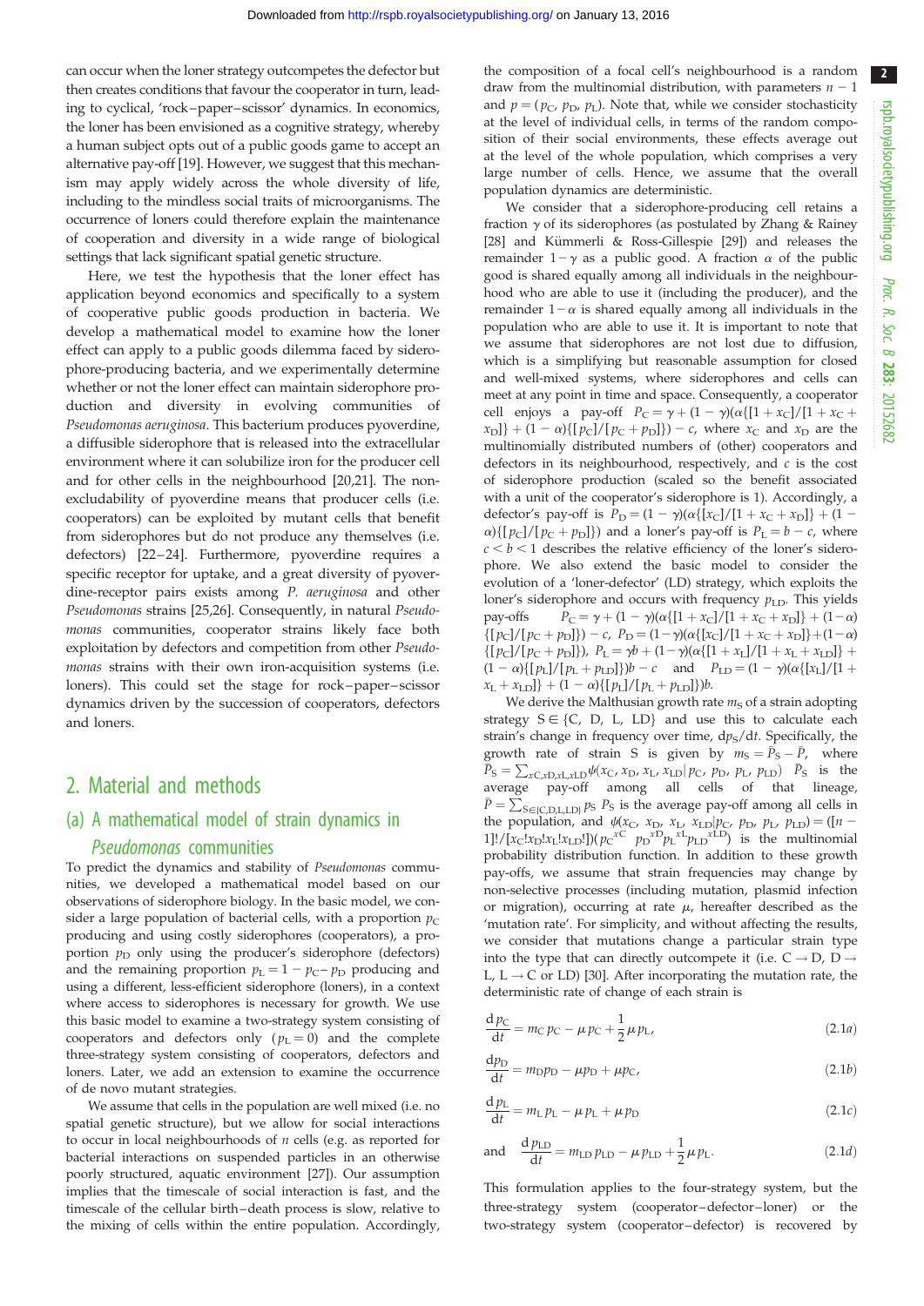can occur when the loner strategy outcompetes the defector but then creates conditions that favour the cooperator in turn, leading to cyclical, 'rock–paper–scissor' dynamics. In economics, the loner has been envisioned as a cognitive strategy, whereby a human subject opts out of a public goods game to accept an alternative pay-off [19]. However, we suggest that this mechanism may apply widely across the whole diversity of life, including to the mindless social traits of microorganisms. The occurrence of loners could therefore explain the maintenance of cooperation and diversity in a wide range of biological settings that lack significant spatial genetic structure.

Here, we test the hypothesis that the loner effect has application beyond economics and specifically to a system of cooperative public goods production in bacteria. We develop a mathematical model to examine how the loner effect can apply to a public goods dilemma faced by siderophore-producing bacteria, and we experimentally determine whether or not the loner effect can maintain siderophore production and diversity in evolving communities of *Pseudomonas aeruginosa*. This bacterium produces pyoverdine, a diffusible siderophore that is released into the extracellular environment where it can solubilize iron for the producer cell and for other cells in the neighbourhood [20,21]. The non-excludability of pyoverdine means that producer cells (i.e. cooperators) can be exploited by mutant cells that benefit from siderophores but do not produce any themselves (i.e. defectors) [22–24]. Furthermore, pyoverdine requires a specific receptor for uptake, and a great diversity of pyoverdine-receptor pairs exists among *P. aeruginosa* and other *Pseudomonas* strains [25,26]. Consequently, in natural *Pseudomonas* communities, cooperator strains likely face both exploitation by defectors and competition from other *Pseudomonas* strains with their own iron-acquisition systems (i.e. loners). This could set the stage for rock–paper–scissor dynamics driven by the succession of cooperators, defectors and loners.

## 2. Material and methods

### (a) A mathematical model of strain dynamics in *Pseudomonas* communities

To predict the dynamics and stability of *Pseudomonas* communities, we developed a mathematical model based on our observations of siderophore biology. In the basic model, we consider a large population of bacterial cells, with a proportion $p_C$ producing and using costly siderophores (cooperators), a proportion $p_D$ only using the producer's siderophore (defectors) and the remaining proportion $p_L = 1 - p_C - p_D$ producing and using a different, less-efficient siderophore (loners), in a context where access to siderophores is necessary for growth. We use this basic model to examine a two-strategy system consisting of cooperators and defectors only ($p_L = 0$) and the complete three-strategy system consisting of cooperators, defectors and loners. Later, we add an extension to examine the occurrence of de novo mutant strategies.

We assume that cells in the population are well mixed (i.e. no spatial genetic structure), but we allow for social interactions to occur in local neighbourhoods of $n$ cells (e.g. as reported for bacterial interactions on suspended particles in an otherwise poorly structured, aquatic environment [27]). Our assumption implies that the timescale of social interaction is fast, and the timescale of the cellular birth–death process is slow, relative to the mixing of cells within the entire population. Accordingly, the composition of a focal cell's neighbourhood is a random draw from the multinomial distribution, with parameters $n-1$ and $p = (p_C, p_D, p_L)$. Note that, while we consider stochasticity at the level of individual cells, in terms of the random composition of their social environments, these effects average out at the level of the whole population, which comprises a very large number of cells. Hence, we assume that the overall population dynamics are deterministic.

We consider that a siderophore-producing cell retains a fraction $\gamma$ of its siderophores (as postulated by Zhang & Rainey [28] and Kümmerli & Ross-Gillespie [29]) and releases the remainder $1-\gamma$ as a public good. A fraction $\alpha$ of the public good is shared equally among all individuals in the neighbourhood who are able to use it (including the producer), and the remainder $1-\alpha$ is shared equally among all individuals in the population who are able to use it. It is important to note that we assume that siderophores are not lost due to diffusion, which is a simplifying but reasonable assumption for closed and well-mixed systems, where siderophores and cells can meet at any point in time and space. Consequently, a cooperator cell enjoys a pay-off $P_C = \gamma + (1-\gamma)(\alpha\{[1+x_C]/[1+x_C+x_D]\} + (1-\alpha)\{[p_C]/[p_C+p_D]\}) - c$, where $x_C$ and $x_D$ are the multinomially distributed numbers of (other) cooperators and defectors in its neighbourhood, respectively, and $c$ is the cost of siderophore production (scaled so the benefit associated with a unit of the cooperator's siderophore is 1). Accordingly, a defector's pay-off is $P_D = (1-\gamma)(\alpha\{[x_C]/[1+x_C+x_D]\} + (1-\alpha)\{[p_C]/[p_C+p_D]\})$ and a loner's pay-off is $P_L = b - c$, where $c < b < 1$ describes the relative efficiency of the loner's siderophore. We also extend the basic model to consider the evolution of a 'loner-defector' (LD) strategy, which exploits the loner's siderophore and occurs with frequency $p_{LD}$. This yields pay-offs $P_C = \gamma + (1-\gamma)(\alpha\{[1+x_C]/[1+x_C+x_D]\} + (1-\alpha)\{[p_C]/[p_C+p_D]\}) - c$, $P_D = (1-\gamma)(\alpha\{[x_C]/[1+x_C+x_D]\} + (1-\alpha)\{[p_C]/[p_C+p_D]\})$, $P_L = \gamma b + (1-\gamma)(\alpha\{[1+x_L]/[1+x_L+x_{LD}]\} + (1-\alpha)\{[p_L]/[p_L+p_{LD}]\})b - c$ and $P_{LD} = (1-\gamma)(\alpha\{[x_L]/[1+x_L+x_{LD}]\} + (1-\alpha)\{[p_L]/[p_L+p_{LD}]\})b$.

We derive the Malthusian growth rate $m_S$ of a strain adopting strategy $S \in \{C, D, L, LD\}$ and use this to calculate each strain's change in frequency over time, $dp_S/dt$. Specifically, the growth rate of strain S is given by $m_S = \bar{P}_S - \bar{P}$, where $\bar{P}_S = \sum_{x_C,x_D,x_L,x_{LD}} \psi(x_C, x_D, x_L, x_{LD} | p_C, p_D, p_L, p_{LD})$ $P_S$ is the average pay-off among all cells of that lineage, $\bar{P} = \sum_{S\in\{C,D,L,LD\}} p_S$ $\bar{P}_S$ is the average pay-off among all cells in the population, and $\psi(x_C, x_D, x_L, x_{LD}|p_C, p_D, p_L, p_{LD}) = ([n-1]!/[x_C!x_D!x_L!x_{LD}!])(p_C^{x_C}\ p_D^{x_D} p_L^{x_L} p_{LD}^{x_{LD}})$ is the multinomial probability distribution function. In addition to these growth pay-offs, we assume that strain frequencies may change by non-selective processes (including mutation, plasmid infection or migration), occurring at rate $\mu$, hereafter described as the 'mutation rate'. For simplicity, and without affecting the results, we consider that mutations change a particular strain type into the type that can directly outcompete it (i.e. C → D, D → L, L → C or LD) [30]. After incorporating the mutation rate, the deterministic rate of change of each strain is

$$\frac{dp_C}{dt} = m_C p_C - \mu p_C + \frac{1}{2}\mu p_L, \tag{2.1a}$$

$$\frac{dp_D}{dt} = m_D p_D - \mu p_D + \mu p_C, \tag{2.1b}$$

$$\frac{dp_L}{dt} = m_L p_L - \mu p_L + \mu p_D \tag{2.1c}$$

and

$$\frac{dp_{LD}}{dt} = m_{LD} p_{LD} - \mu p_{LD} + \frac{1}{2}\mu p_L. \tag{2.1d}$$

This formulation applies to the four-strategy system, but the three-strategy system (cooperator–defector–loner) or the two-strategy system (cooperator–defector) is recovered by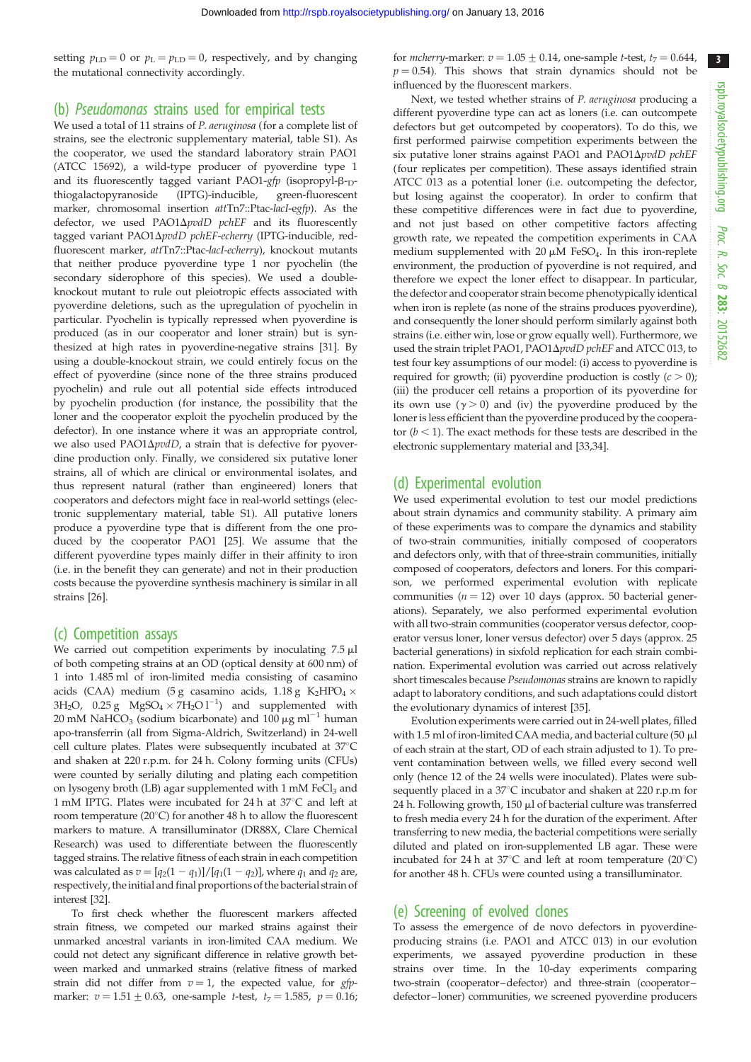setting $p_{LD} = 0$ or $p_L = p_{LD} = 0$, respectively, and by changing the mutational connectivity accordingly.

## (b) *Pseudomonas* strains used for empirical tests

We used a total of 11 strains of *P. aeruginosa* (for a complete list of strains, see the electronic supplementary material, table S1). As the cooperator, we used the standard laboratory strain PAO1 (ATCC 15692), a wild-type producer of pyoverdine type 1 and its fluorescently tagged variant PAO1-*gfp* (isopropyl-β-D-thiogalactopyranoside (IPTG)-inducible, green-fluorescent marker, chromosomal insertion *att*Tn7::Ptac-*lacI*-*egfp*). As the defector, we used PAO1Δ*pvdD pchEF* and its fluorescently tagged variant PAO1Δ*pvdD pchEF-echerry* (IPTG-inducible, red-fluorescent marker, *att*Tn7::Ptac-*lacI*-*echerry*), knockout mutants that neither produce pyoverdine type 1 nor pyochelin (the secondary siderophore of this species). We used a double-knockout mutant to rule out pleiotropic effects associated with pyoverdine deletions, such as the upregulation of pyochelin in particular. Pyochelin is typically repressed when pyoverdine is produced (as in our cooperator and loner strain) but is synthesized at high rates in pyoverdine-negative strains [31]. By using a double-knockout strain, we could entirely focus on the effect of pyoverdine (since none of the three strains produced pyochelin) and rule out all potential side effects introduced by pyochelin production (for instance, the possibility that the loner and the cooperator exploit the pyochelin produced by the defector). In one instance where it was an appropriate control, we also used PAO1Δ*pvdD*, a strain that is defective for pyoverdine production only. Finally, we considered six putative loner strains, all of which are clinical or environmental isolates, and thus represent natural (rather than engineered) loners that cooperators and defectors might face in real-world settings (electronic supplementary material, table S1). All putative loners produce a pyoverdine type that is different from the one produced by the cooperator PAO1 [25]. We assume that the different pyoverdine types mainly differ in their affinity to iron (i.e. in the benefit they can generate) and not in their production costs because the pyoverdine synthesis machinery is similar in all strains [26].

## (c) Competition assays

We carried out competition experiments by inoculating 7.5 µl of both competing strains at an OD (optical density at 600 nm) of 1 into 1.485 ml of iron-limited media consisting of casamino acids (CAA) medium (5 g casamino acids, 1.18 g $K_2HPO_4 \times 3H_2O$, 0.25 g $MgSO_4 \times 7H_2O\ l^{-1}$) and supplemented with 20 mM $NaHCO_3$ (sodium bicarbonate) and 100 µg $ml^{-1}$ human apo-transferrin (all from Sigma-Aldrich, Switzerland) in 24-well cell culture plates. Plates were subsequently incubated at 37°C and shaken at 220 r.p.m. for 24 h. Colony forming units (CFUs) were counted by serially diluting and plating each competition on lysogeny broth (LB) agar supplemented with 1 mM $FeCl_3$ and 1 mM IPTG. Plates were incubated for 24 h at 37°C and left at room temperature (20°C) for another 48 h to allow the fluorescent markers to mature. A transilluminator (DR88X, Clare Chemical Research) was used to differentiate between the fluorescently tagged strains. The relative fitness of each strain in each competition was calculated as $v = [q_2(1 - q_1)]/[q_1(1 - q_2)]$, where $q_1$ and $q_2$ are, respectively, the initial and final proportions of the bacterial strain of interest [32].

To first check whether the fluorescent markers affected strain fitness, we competed our marked strains against their unmarked ancestral variants in iron-limited CAA medium. We could not detect any significant difference in relative growth between marked and unmarked strains (relative fitness of marked strain did not differ from $v = 1$, the expected value, for *gfp*-marker: $v = 1.51 \pm 0.63$, one-sample *t*-test, $t_7 = 1.585$, $p = 0.16$; for *mcherry*-marker: $v = 1.05 \pm 0.14$, one-sample *t*-test, $t_7 = 0.644$, $p = 0.54$). This shows that strain dynamics should not be influenced by the fluorescent markers.

Next, we tested whether strains of *P. aeruginosa* producing a different pyoverdine type can act as loners (i.e. can outcompete defectors but get outcompeted by cooperators). To do this, we first performed pairwise competition experiments between the six putative loner strains against PAO1 and PAO1Δ*pvdD pchEF* (four replicates per competition). These assays identified strain ATCC 013 as a potential loner (i.e. outcompeting the defector, but losing against the cooperator). In order to confirm that these competitive differences were in fact due to pyoverdine, and not just based on other competitive factors affecting growth rate, we repeated the competition experiments in CAA medium supplemented with 20 µM $FeSO_4$. In this iron-replete environment, the production of pyoverdine is not required, and therefore we expect the loner effect to disappear. In particular, the defector and cooperator strain become phenotypically identical when iron is replete (as none of the strains produces pyoverdine), and consequently the loner should perform similarly against both strains (i.e. either win, lose or grow equally well). Furthermore, we used the strain triplet PAO1, PAO1Δ*pvdD pchEF* and ATCC 013, to test four key assumptions of our model: (i) access to pyoverdine is required for growth; (ii) pyoverdine production is costly ($c > 0$); (iii) the producer cell retains a proportion of its pyoverdine for its own use ($\gamma > 0$) and (iv) the pyoverdine produced by the loner is less efficient than the pyoverdine produced by the cooperator ($b < 1$). The exact methods for these tests are described in the electronic supplementary material and [33,34].

## (d) Experimental evolution

We used experimental evolution to test our model predictions about strain dynamics and community stability. A primary aim of these experiments was to compare the dynamics and stability of two-strain communities, initially composed of cooperators and defectors only, with that of three-strain communities, initially composed of cooperators, defectors and loners. For this comparison, we performed experimental evolution with replicate communities ($n = 12$) over 10 days (approx. 50 bacterial generations). Separately, we also performed experimental evolution with all two-strain communities (cooperator versus defector, cooperator versus loner, loner versus defector) over 5 days (approx. 25 bacterial generations) in sixfold replication for each strain combination. Experimental evolution was carried out across relatively short timescales because *Pseudomonas* strains are known to rapidly adapt to laboratory conditions, and such adaptations could distort the evolutionary dynamics of interest [35].

Evolution experiments were carried out in 24-well plates, filled with 1.5 ml of iron-limited CAA media, and bacterial culture (50 µl of each strain at the start, OD of each strain adjusted to 1). To prevent contamination between wells, we filled every second well only (hence 12 of the 24 wells were inoculated). Plates were subsequently placed in a 37°C incubator and shaken at 220 r.p.m for 24 h. Following growth, 150 µl of bacterial culture was transferred to fresh media every 24 h for the duration of the experiment. After transferring to new media, the bacterial competitions were serially diluted and plated on iron-supplemented LB agar. These were incubated for 24 h at 37°C and left at room temperature (20°C) for another 48 h. CFUs were counted using a transilluminator.

## (e) Screening of evolved clones

To assess the emergence of de novo defectors in pyoverdine-producing strains (i.e. PAO1 and ATCC 013) in our evolution experiments, we assayed pyoverdine production in these strains over time. In the 10-day experiments comparing two-strain (cooperator–defector) and three-strain (cooperator–defector–loner) communities, we screened pyoverdine producers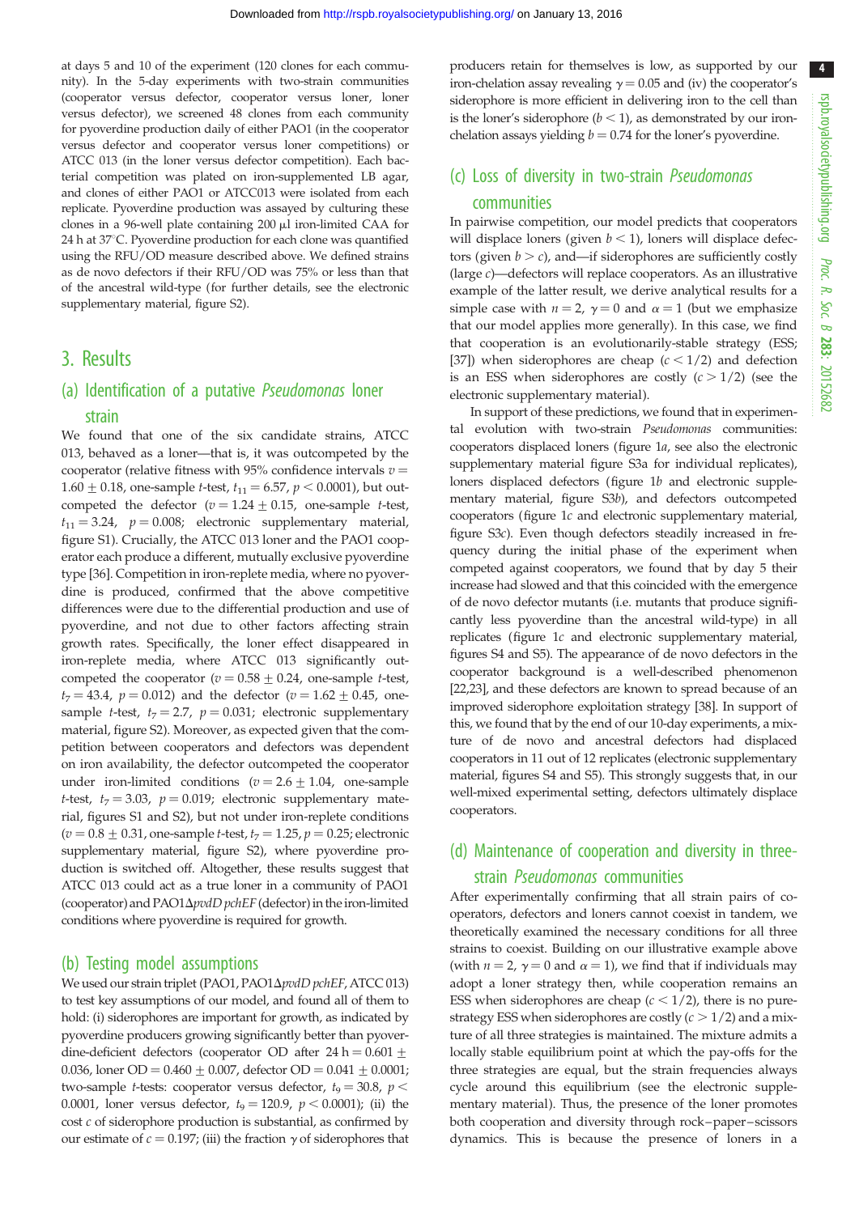at days 5 and 10 of the experiment (120 clones for each community). In the 5-day experiments with two-strain communities (cooperator versus defector, cooperator versus loner, loner versus defector), we screened 48 clones from each community for pyoverdine production daily of either PAO1 (in the cooperator versus defector and cooperator versus loner competitions) or ATCC 013 (in the loner versus defector competition). Each bacterial competition was plated on iron-supplemented LB agar, and clones of either PAO1 or ATCC013 were isolated from each replicate. Pyoverdine production was assayed by culturing these clones in a 96-well plate containing 200 µl iron-limited CAA for 24 h at 37°C. Pyoverdine production for each clone was quantified using the RFU/OD measure described above. We defined strains as de novo defectors if their RFU/OD was 75% or less than that of the ancestral wild-type (for further details, see the electronic supplementary material, figure S2).

## 3. Results

### (a) Identification of a putative *Pseudomonas* loner strain

We found that one of the six candidate strains, ATCC 013, behaved as a loner—that is, it was outcompeted by the cooperator (relative fitness with 95% confidence intervals $v = 1.60 \pm 0.18$, one-sample *t*-test, $t_{11} = 6.57$, $p < 0.0001$), but outcompeted the defector ($v = 1.24 \pm 0.15$, one-sample *t*-test, $t_{11} = 3.24$, $p = 0.008$; electronic supplementary material, figure S1). Crucially, the ATCC 013 loner and the PAO1 cooperator each produce a different, mutually exclusive pyoverdine type [36]. Competition in iron-replete media, where no pyoverdine is produced, confirmed that the above competitive differences were due to the differential production and use of pyoverdine, and not due to other factors affecting strain growth rates. Specifically, the loner effect disappeared in iron-replete media, where ATCC 013 significantly outcompeted the cooperator ($v = 0.58 \pm 0.24$, one-sample *t*-test, $t_7 = 43.4$, $p = 0.012$) and the defector ($v = 1.62 \pm 0.45$, one-sample *t*-test, $t_7 = 2.7$, $p = 0.031$; electronic supplementary material, figure S2). Moreover, as expected given that the competition between cooperators and defectors was dependent on iron availability, the defector outcompeted the cooperator under iron-limited conditions ($v = 2.6 \pm 1.04$, one-sample *t*-test, $t_7 = 3.03$, $p = 0.019$; electronic supplementary material, figures S1 and S2), but not under iron-replete conditions ($v = 0.8 \pm 0.31$, one-sample *t*-test, $t_7 = 1.25$, $p = 0.25$; electronic supplementary material, figure S2), where pyoverdine production is switched off. Altogether, these results suggest that ATCC 013 could act as a true loner in a community of PAO1 (cooperator) and PAO1Δ*pvdD pchEF* (defector) in the iron-limited conditions where pyoverdine is required for growth.

### (b) Testing model assumptions

We used our strain triplet (PAO1, PAO1Δ*pvdD pchEF*, ATCC 013) to test key assumptions of our model, and found all of them to hold: (i) siderophores are important for growth, as indicated by pyoverdine producers growing significantly better than pyoverdine-deficient defectors (cooperator OD after 24 h = $0.601 \pm 0.036$, loner OD = $0.460 \pm 0.007$, defector OD = $0.041 \pm 0.0001$; two-sample *t*-tests: cooperator versus defector, $t_9 = 30.8$, $p < 0.0001$, loner versus defector, $t_9 = 120.9$, $p < 0.0001$); (ii) the cost $c$ of siderophore production is substantial, as confirmed by our estimate of $c = 0.197$; (iii) the fraction $\gamma$ of siderophores that producers retain for themselves is low, as supported by our iron-chelation assay revealing $\gamma = 0.05$ and (iv) the cooperator's siderophore is more efficient in delivering iron to the cell than is the loner's siderophore ($b < 1$), as demonstrated by our iron-chelation assays yielding $b = 0.74$ for the loner's pyoverdine.

### (c) Loss of diversity in two-strain *Pseudomonas* communities

In pairwise competition, our model predicts that cooperators will displace loners (given $b < 1$), loners will displace defectors (given $b > c$), and—if siderophores are sufficiently costly (large $c$)—defectors will replace cooperators. As an illustrative example of the latter result, we derive analytical results for a simple case with $n = 2$, $\gamma = 0$ and $\alpha = 1$ (but we emphasize that our model applies more generally). In this case, we find that cooperation is an evolutionarily-stable strategy (ESS; [37]) when siderophores are cheap ($c < 1/2$) and defection is an ESS when siderophores are costly ($c > 1/2$) (see the electronic supplementary material).

In support of these predictions, we found that in experimental evolution with two-strain *Pseudomonas* communities: cooperators displaced loners (figure 1*a*, see also the electronic supplementary material figure S3a for individual replicates), loners displaced defectors (figure 1*b* and electronic supplementary material, figure S3*b*), and defectors outcompeted cooperators (figure 1*c* and electronic supplementary material, figure S3*c*). Even though defectors steadily increased in frequency during the initial phase of the experiment when competed against cooperators, we found that by day 5 their increase had slowed and that this coincided with the emergence of de novo defector mutants (i.e. mutants that produce significantly less pyoverdine than the ancestral wild-type) in all replicates (figure 1*c* and electronic supplementary material, figures S4 and S5). The appearance of de novo defectors in the cooperator background is a well-described phenomenon [22,23], and these defectors are known to spread because of an improved siderophore exploitation strategy [38]. In support of this, we found that by the end of our 10-day experiments, a mixture of de novo and ancestral defectors had displaced cooperators in 11 out of 12 replicates (electronic supplementary material, figures S4 and S5). This strongly suggests that, in our well-mixed experimental setting, defectors ultimately displace cooperators.

### (d) Maintenance of cooperation and diversity in three-strain *Pseudomonas* communities

After experimentally confirming that all strain pairs of cooperators, defectors and loners cannot coexist in tandem, we theoretically examined the necessary conditions for all three strains to coexist. Building on our illustrative example above (with $n = 2$, $\gamma = 0$ and $\alpha = 1$), we find that if individuals may adopt a loner strategy then, while cooperation remains an ESS when siderophores are cheap ($c < 1/2$), there is no pure-strategy ESS when siderophores are costly ($c > 1/2$) and a mixture of all three strategies is maintained. The mixture admits a locally stable equilibrium point at which the pay-offs for the three strategies are equal, but the strain frequencies always cycle around this equilibrium (see the electronic supplementary material). Thus, the presence of the loner promotes both cooperation and diversity through rock–paper–scissors dynamics. This is because the presence of loners in a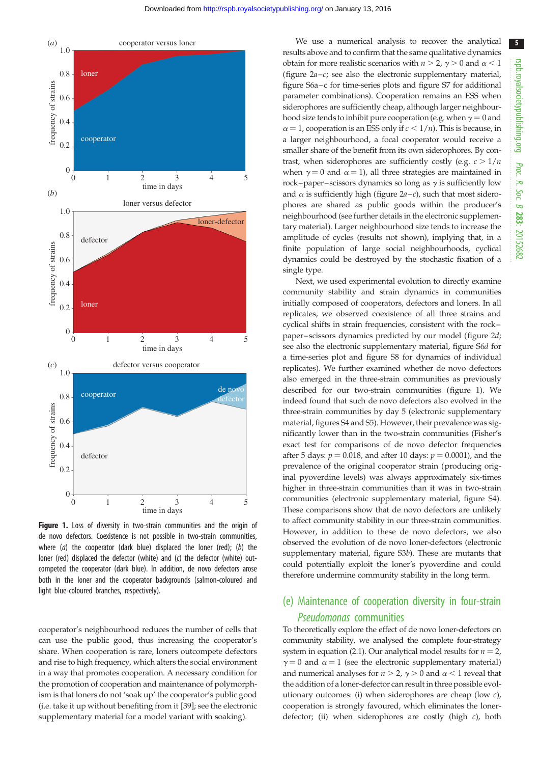**Figure 1.** Loss of diversity in two-strain communities and the origin of de novo defectors. Coexistence is not possible in two-strain communities, where (*a*) the cooperator (dark blue) displaced the loner (red); (*b*) the loner (red) displaced the defector (white) and (*c*) the defector (white) outcompeted the cooperator (dark blue). In addition, de novo defectors arose both in the loner and the cooperator backgrounds (salmon-coloured and light blue-coloured branches, respectively).

cooperator's neighbourhood reduces the number of cells that can use the public good, thus increasing the cooperator's share. When cooperation is rare, loners outcompete defectors and rise to high frequency, which alters the social environment in a way that promotes cooperation. A necessary condition for the promotion of cooperation and maintenance of polymorphism is that loners do not 'soak up' the cooperator's public good (i.e. take it up without benefiting from it [39]; see the electronic supplementary material for a model variant with soaking).

We use a numerical analysis to recover the analytical results above and to confirm that the same qualitative dynamics obtain for more realistic scenarios with $n > 2$, $\gamma > 0$ and $\alpha < 1$ (figure 2*a*–*c*; see also the electronic supplementary material, figure S6a–c for time-series plots and figure S7 for additional parameter combinations). Cooperation remains an ESS when siderophores are sufficiently cheap, although larger neighbourhood size tends to inhibit pure cooperation (e.g. when $\gamma = 0$ and $\alpha = 1$, cooperation is an ESS only if $c < 1/n$). This is because, in a larger neighbourhood, a focal cooperator would receive a smaller share of the benefit from its own siderophores. By contrast, when siderophores are sufficiently costly (e.g. $c > 1/n$ when $\gamma = 0$ and $\alpha = 1$), all three strategies are maintained in rock–paper–scissors dynamics so long as $\gamma$ is sufficiently low and $\alpha$ is sufficiently high (figure 2*a*–*c*), such that most siderophores are shared as public goods within the producer's neighbourhood (see further details in the electronic supplementary material). Larger neighbourhood size tends to increase the amplitude of cycles (results not shown), implying that, in a finite population of large social neighbourhoods, cyclical dynamics could be destroyed by the stochastic fixation of a single type.

Next, we used experimental evolution to directly examine community stability and strain dynamics in communities initially composed of cooperators, defectors and loners. In all replicates, we observed coexistence of all three strains and cyclical shifts in strain frequencies, consistent with the rock–paper–scissors dynamics predicted by our model (figure 2*d*; see also the electronic supplementary material, figure S6*d* for a time-series plot and figure S8 for dynamics of individual replicates). We further examined whether de novo defectors also emerged in the three-strain communities as previously described for our two-strain communities (figure 1). We indeed found that such de novo defectors also evolved in the three-strain communities by day 5 (electronic supplementary material, figures S4 and S5). However, their prevalence was significantly lower than in the two-strain communities (Fisher's exact test for comparisons of de novo defector frequencies after 5 days: $p = 0.018$, and after 10 days: $p = 0.0001$), and the prevalence of the original cooperator strain (producing original pyoverdine levels) was always approximately six-times higher in three-strain communities than it was in two-strain communities (electronic supplementary material, figure S4). These comparisons show that de novo defectors are unlikely to affect community stability in our three-strain communities. However, in addition to these de novo defectors, we also observed the evolution of de novo loner-defectors (electronic supplementary material, figure S3*b*). These are mutants that could potentially exploit the loner's pyoverdine and could therefore undermine community stability in the long term.

## (e) Maintenance of cooperation diversity in four-strain *Pseudomonas* communities

To theoretically explore the effect of de novo loner-defectors on community stability, we analysed the complete four-strategy system in equation (2.1). Our analytical model results for $n = 2$, $\gamma = 0$ and $\alpha = 1$ (see the electronic supplementary material) and numerical analyses for $n > 2$, $\gamma > 0$ and $\alpha < 1$ reveal that the addition of a loner-defector can result in three possible evolutionary outcomes: (i) when siderophores are cheap (low $c$), cooperation is strongly favoured, which eliminates the loner-defector; (ii) when siderophores are costly (high $c$), both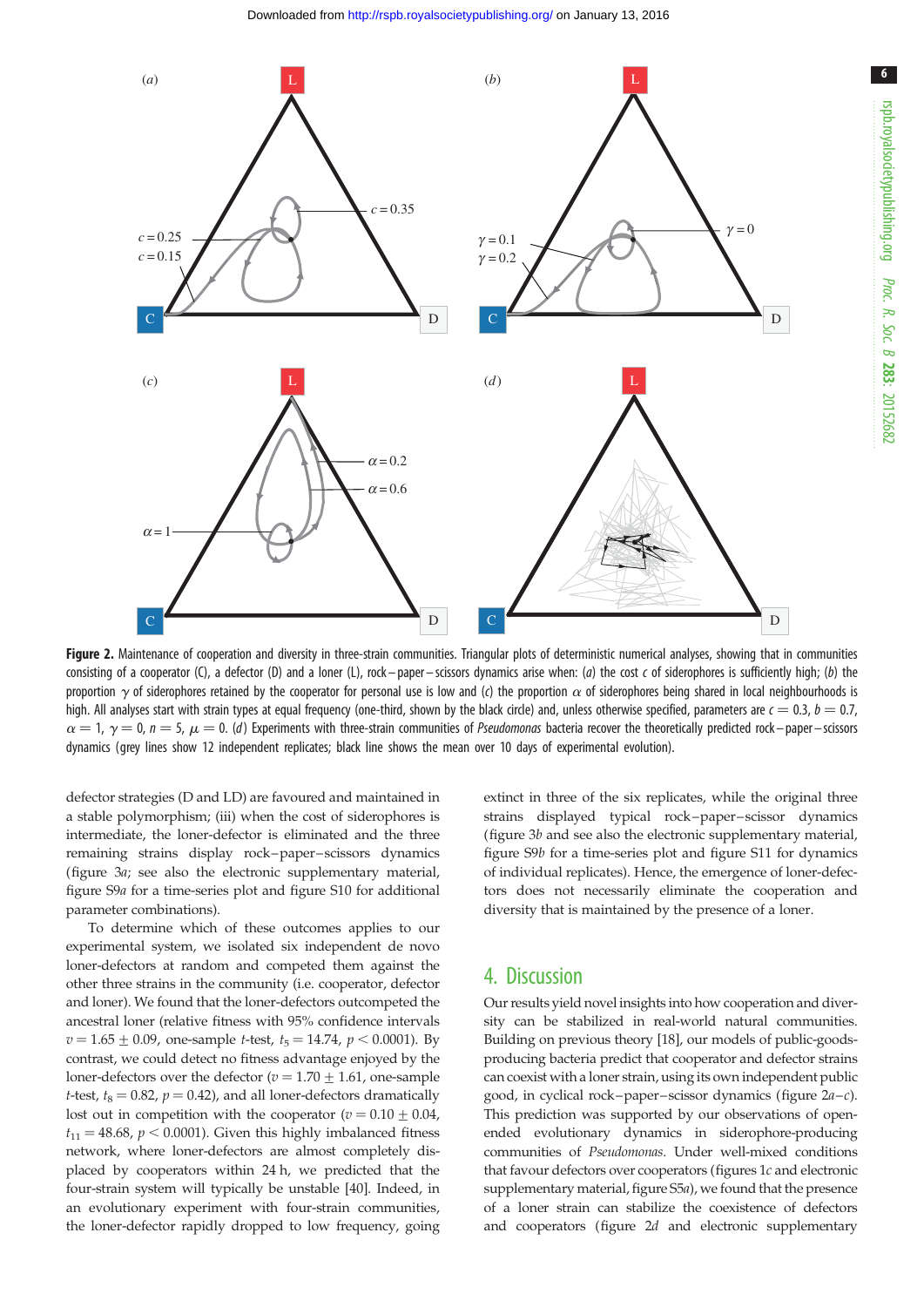**Figure 2.** Maintenance of cooperation and diversity in three-strain communities. Triangular plots of deterministic numerical analyses, showing that in communities consisting of a cooperator (C), a defector (D) and a loner (L), rock–paper–scissors dynamics arise when: (*a*) the cost $c$ of siderophores is sufficiently high; (*b*) the proportion $\gamma$ of siderophores retained by the cooperator for personal use is low and (*c*) the proportion $\alpha$ of siderophores being shared in local neighbourhoods is high. All analyses start with strain types at equal frequency (one-third, shown by the black circle) and, unless otherwise specified, parameters are $c = 0.3$, $b = 0.7$, $\alpha = 1$, $\gamma = 0$, $n = 5$, $\mu = 0$. (*d*) Experiments with three-strain communities of *Pseudomonas* bacteria recover the theoretically predicted rock–paper–scissors dynamics (grey lines show 12 independent replicates; black line shows the mean over 10 days of experimental evolution).

defector strategies (D and LD) are favoured and maintained in a stable polymorphism; (iii) when the cost of siderophores is intermediate, the loner-defector is eliminated and the three remaining strains display rock–paper–scissors dynamics (figure 3*a*; see also the electronic supplementary material, figure S9*a* for a time-series plot and figure S10 for additional parameter combinations).

To determine which of these outcomes applies to our experimental system, we isolated six independent de novo loner-defectors at random and competed them against the other three strains in the community (i.e. cooperator, defector and loner). We found that the loner-defectors outcompeted the ancestral loner (relative fitness with 95% confidence intervals $v = 1.65 \pm 0.09$, one-sample $t$-test, $t_5 = 14.74$, $p < 0.0001$). By contrast, we could detect no fitness advantage enjoyed by the loner-defectors over the defector ($v = 1.70 \pm 1.61$, one-sample $t$-test, $t_8 = 0.82$, $p = 0.42$), and all loner-defectors dramatically lost out in competition with the cooperator ($v = 0.10 \pm 0.04$, $t_{11} = 48.68$, $p < 0.0001$). Given this highly imbalanced fitness network, where loner-defectors are almost completely displaced by cooperators within 24 h, we predicted that the four-strain system will typically be unstable [40]. Indeed, in an evolutionary experiment with four-strain communities, the loner-defector rapidly dropped to low frequency, going extinct in three of the six replicates, while the original three strains displayed typical rock–paper–scissor dynamics (figure 3*b* and see also the electronic supplementary material, figure S9*b* for a time-series plot and figure S11 for dynamics of individual replicates). Hence, the emergence of loner-defectors does not necessarily eliminate the cooperation and diversity that is maintained by the presence of a loner.

## 4. Discussion

Our results yield novel insights into how cooperation and diversity can be stabilized in real-world natural communities. Building on previous theory [18], our models of public-goods-producing bacteria predict that cooperator and defector strains can coexist with a loner strain, using its own independent public good, in cyclical rock–paper–scissor dynamics (figure 2*a*–*c*). This prediction was supported by our observations of open-ended evolutionary dynamics in siderophore-producing communities of *Pseudomonas*. Under well-mixed conditions that favour defectors over cooperators (figures 1*c* and electronic supplementary material, figure S5*a*), we found that the presence of a loner strain can stabilize the coexistence of defectors and cooperators (figure 2*d* and electronic supplementary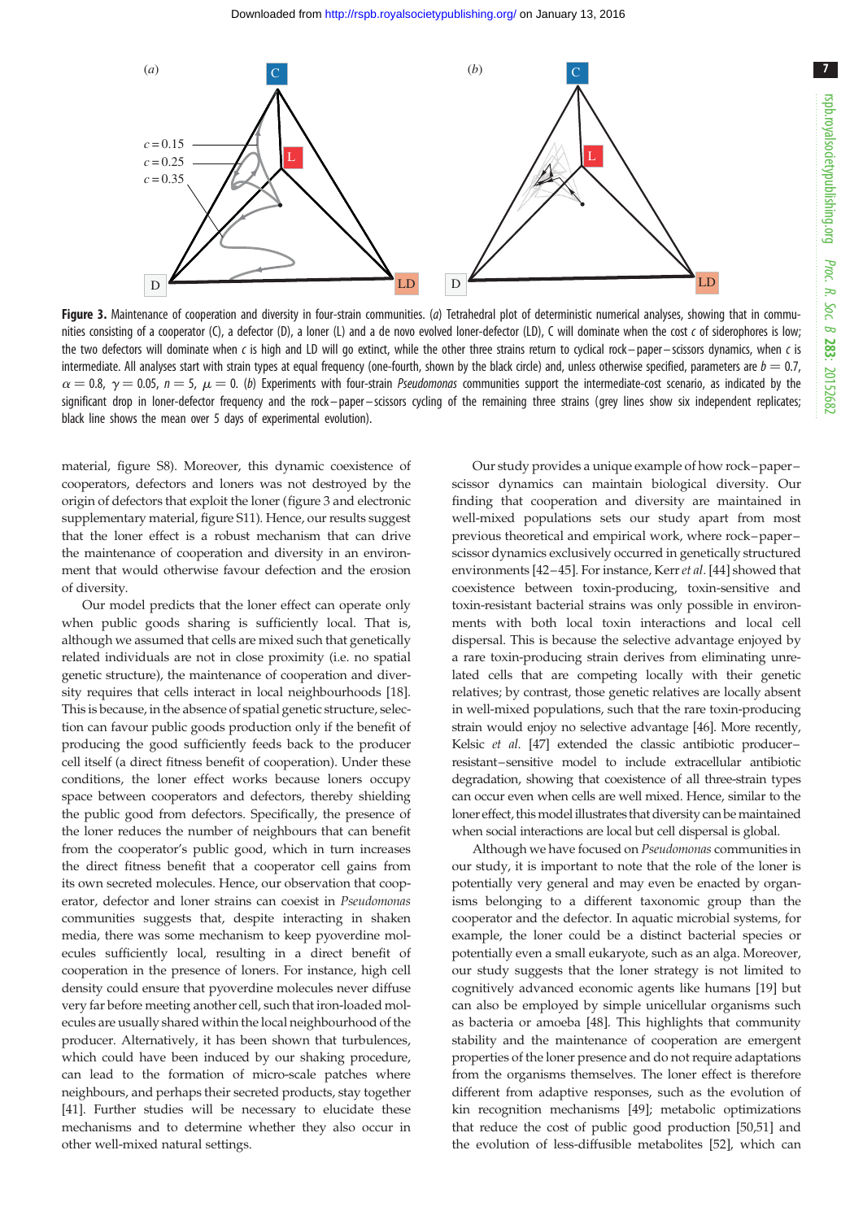(a)

C

L

D

LD

c = 0.15

c = 0.25

c = 0.35

(b)

C

L

D

LD

**Figure 3.** Maintenance of cooperation and diversity in four-strain communities. (*a*) Tetrahedral plot of deterministic numerical analyses, showing that in communities consisting of a cooperator (C), a defector (D), a loner (L) and a de novo evolved loner-defector (LD), C will dominate when the cost $c$ of siderophores is low; the two defectors will dominate when $c$ is high and LD will go extinct, while the other three strains return to cyclical rock–paper–scissors dynamics, when $c$ is intermediate. All analyses start with strain types at equal frequency (one-fourth, shown by the black circle) and, unless otherwise specified, parameters are $b = 0.7$, $\alpha = 0.8$, $\gamma = 0.05$, $n = 5$, $\mu = 0$. (*b*) Experiments with four-strain *Pseudomonas* communities support the intermediate-cost scenario, as indicated by the significant drop in loner-defector frequency and the rock–paper–scissors cycling of the remaining three strains (grey lines show six independent replicates; black line shows the mean over 5 days of experimental evolution).

material, figure S8). Moreover, this dynamic coexistence of cooperators, defectors and loners was not destroyed by the origin of defectors that exploit the loner (figure 3 and electronic supplementary material, figure S11). Hence, our results suggest that the loner effect is a robust mechanism that can drive the maintenance of cooperation and diversity in an environment that would otherwise favour defection and the erosion of diversity.

Our model predicts that the loner effect can operate only when public goods sharing is sufficiently local. That is, although we assumed that cells are mixed such that genetically related individuals are not in close proximity (i.e. no spatial genetic structure), the maintenance of cooperation and diversity requires that cells interact in local neighbourhoods [18]. This is because, in the absence of spatial genetic structure, selection can favour public goods production only if the benefit of producing the good sufficiently feeds back to the producer cell itself (a direct fitness benefit of cooperation). Under these conditions, the loner effect works because loners occupy space between cooperators and defectors, thereby shielding the public good from defectors. Specifically, the presence of the loner reduces the number of neighbours that can benefit from the cooperator's public good, which in turn increases the direct fitness benefit that a cooperator cell gains from its own secreted molecules. Hence, our observation that cooperator, defector and loner strains can coexist in *Pseudomonas* communities suggests that, despite interacting in shaken media, there was some mechanism to keep pyoverdine molecules sufficiently local, resulting in a direct benefit of cooperation in the presence of loners. For instance, high cell density could ensure that pyoverdine molecules never diffuse very far before meeting another cell, such that iron-loaded molecules are usually shared within the local neighbourhood of the producer. Alternatively, it has been shown that turbulences, which could have been induced by our shaking procedure, can lead to the formation of micro-scale patches where neighbours, and perhaps their secreted products, stay together [41]. Further studies will be necessary to elucidate these mechanisms and to determine whether they also occur in other well-mixed natural settings.

Our study provides a unique example of how rock–paper–scissor dynamics can maintain biological diversity. Our finding that cooperation and diversity are maintained in well-mixed populations sets our study apart from most previous theoretical and empirical work, where rock–paper–scissor dynamics exclusively occurred in genetically structured environments [42–45]. For instance, Kerr *et al.* [44] showed that coexistence between toxin-producing, toxin-sensitive and toxin-resistant bacterial strains was only possible in environments with both local toxin interactions and local cell dispersal. This is because the selective advantage enjoyed by a rare toxin-producing strain derives from eliminating unrelated cells that are competing locally with their genetic relatives; by contrast, those genetic relatives are locally absent in well-mixed populations, such that the rare toxin-producing strain would enjoy no selective advantage [46]. More recently, Kelsic *et al.* [47] extended the classic antibiotic producer–resistant–sensitive model to include extracellular antibiotic degradation, showing that coexistence of all three-strain types can occur even when cells are well mixed. Hence, similar to the loner effect, this model illustrates that diversity can be maintained when social interactions are local but cell dispersal is global.

Although we have focused on *Pseudomonas* communities in our study, it is important to note that the role of the loner is potentially very general and may even be enacted by organisms belonging to a different taxonomic group than the cooperator and the defector. In aquatic microbial systems, for example, the loner could be a distinct bacterial species or potentially even a small eukaryote, such as an alga. Moreover, our study suggests that the loner strategy is not limited to cognitively advanced economic agents like humans [19] but can also be employed by simple unicellular organisms such as bacteria or amoeba [48]. This highlights that community stability and the maintenance of cooperation are emergent properties of the loner presence and do not require adaptations from the organisms themselves. The loner effect is therefore different from adaptive responses, such as the evolution of kin recognition mechanisms [49]; metabolic optimizations that reduce the cost of public good production [50,51] and the evolution of less-diffusible metabolites [52], which can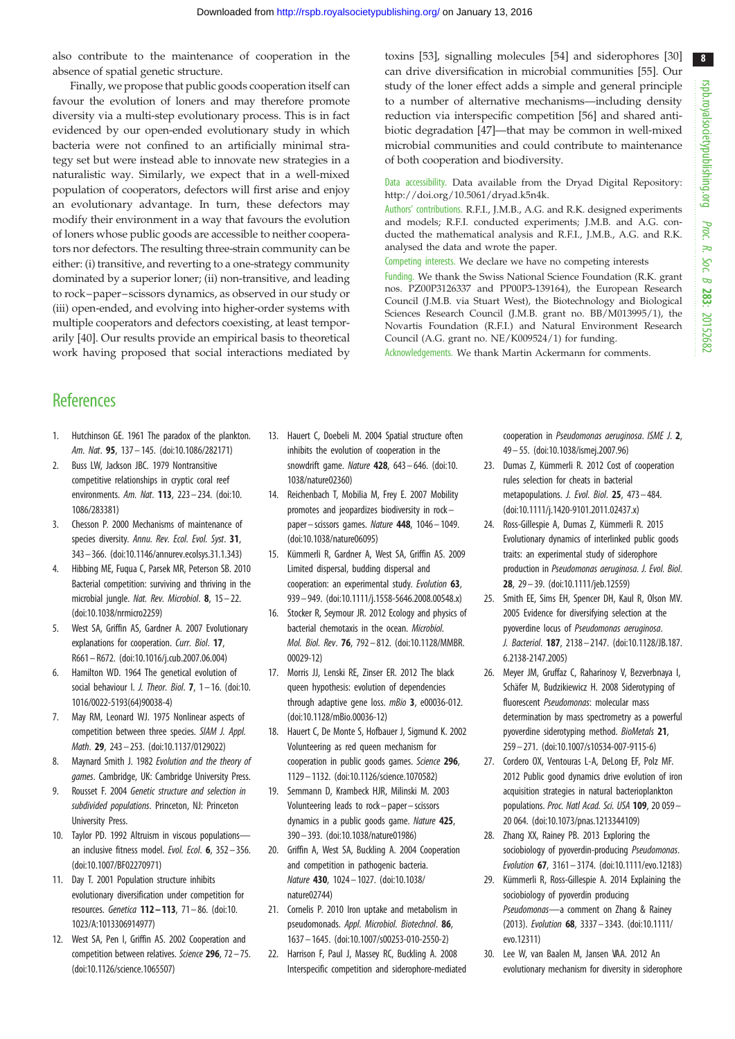also contribute to the maintenance of cooperation in the absence of spatial genetic structure.

Finally, we propose that public goods cooperation itself can favour the evolution of loners and may therefore promote diversity via a multi-step evolutionary process. This is in fact evidenced by our open-ended evolutionary study in which bacteria were not confined to an artificially minimal strategy set but were instead able to innovate new strategies in a naturalistic way. Similarly, we expect that in a well-mixed population of cooperators, defectors will first arise and enjoy an evolutionary advantage. In turn, these defectors may modify their environment in a way that favours the evolution of loners whose public goods are accessible to neither cooperators nor defectors. The resulting three-strain community can be either: (i) transitive, and reverting to a one-strategy community dominated by a superior loner; (ii) non-transitive, and leading to rock–paper–scissors dynamics, as observed in our study or (iii) open-ended, and evolving into higher-order systems with multiple cooperators and defectors coexisting, at least temporarily [40]. Our results provide an empirical basis to theoretical work having proposed that social interactions mediated by toxins [53], signalling molecules [54] and siderophores [30] can drive diversification in microbial communities [55]. Our study of the loner effect adds a simple and general principle to a number of alternative mechanisms—including density reduction via interspecific competition [56] and shared antibiotic degradation [47]—that may be common in well-mixed microbial communities and could contribute to maintenance of both cooperation and biodiversity.

Data accessibility. Data available from the Dryad Digital Repository: http://doi.org/10.5061/dryad.k5n4k.

Authors' contributions. R.F.I., J.M.B., A.G. and R.K. designed experiments and models; R.F.I. conducted experiments; J.M.B. and A.G. conducted the mathematical analysis and R.F.I., J.M.B., A.G. and R.K. analysed the data and wrote the paper.

Competing interests. We declare we have no competing interests

Funding. We thank the Swiss National Science Foundation (R.K. grant nos. PZ00P3126337 and PP00P3-139164), the European Research Council (J.M.B. via Stuart West), the Biotechnology and Biological Sciences Research Council (J.M.B. grant no. BB/M013995/1), the Novartis Foundation (R.F.I.) and Natural Environment Research Council (A.G. grant no. NE/K009524/1) for funding.

Acknowledgements. We thank Martin Ackermann for comments.

## References

1. Hutchinson GE. 1961 The paradox of the plankton. *Am. Nat.* **95**, 137–145. (doi:10.1086/282171)
2. Buss LW, Jackson JBC. 1979 Nontransitive competitive relationships in cryptic coral reef environments. *Am. Nat.* **113**, 223–234. (doi:10.1086/283381)
3. Chesson P. 2000 Mechanisms of maintenance of species diversity. *Annu. Rev. Ecol. Evol. Syst.* **31**, 343–366. (doi:10.1146/annurev.ecolsys.31.1.343)
4. Hibbing ME, Fuqua C, Parsek MR, Peterson SB. 2010 Bacterial competition: surviving and thriving in the microbial jungle. *Nat. Rev. Microbiol.* **8**, 15–22. (doi:10.1038/nrmicro2259)
5. West SA, Griffin AS, Gardner A. 2007 Evolutionary explanations for cooperation. *Curr. Biol.* **17**, R661–R672. (doi:10.1016/j.cub.2007.06.004)
6. Hamilton WD. 1964 The genetical evolution of social behaviour I. *J. Theor. Biol.* **7**, 1–16. (doi:10.1016/0022-5193(64)90038-4)
7. May RM, Leonard WJ. 1975 Nonlinear aspects of competition between three species. *SIAM J. Appl. Math.* **29**, 243–253. (doi:10.1137/0129022)
8. Maynard Smith J. 1982 *Evolution and the theory of games*. Cambridge, UK: Cambridge University Press.
9. Rousset F. 2004 *Genetic structure and selection in subdivided populations*. Princeton, NJ: Princeton University Press.
10. Taylor PD. 1992 Altruism in viscous populations—an inclusive fitness model. *Evol. Ecol.* **6**, 352–356. (doi:10.1007/BF02270971)
11. Day T. 2001 Population structure inhibits evolutionary diversification under competition for resources. *Genetica* **112–113**, 71–86. (doi:10.1023/A:1013306914977)
12. West SA, Pen I, Griffin AS. 2002 Cooperation and competition between relatives. *Science* **296**, 72–75. (doi:10.1126/science.1065507)
13. Hauert C, Doebeli M. 2004 Spatial structure often inhibits the evolution of cooperation in the snowdrift game. *Nature* **428**, 643–646. (doi:10.1038/nature02360)
14. Reichenbach T, Mobilia M, Frey E. 2007 Mobility promotes and jeopardizes biodiversity in rock–paper–scissors games. *Nature* **448**, 1046–1049. (doi:10.1038/nature06095)
15. Kümmerli R, Gardner A, West SA, Griffin AS. 2009 Limited dispersal, budding dispersal and cooperation: an experimental study. *Evolution* **63**, 939–949. (doi:10.1111/j.1558-5646.2008.00548.x)
16. Stocker R, Seymour JR. 2012 Ecology and physics of bacterial chemotaxis in the ocean. *Microbiol. Mol. Biol. Rev.* **76**, 792–812. (doi:10.1128/MMBR.00029-12)
17. Morris JJ, Lenski RE, Zinser ER. 2012 The black queen hypothesis: evolution of dependencies through adaptive gene loss. *mBio* **3**, e00036-012. (doi:10.1128/mBio.00036-12)
18. Hauert C, De Monte S, Hofbauer J, Sigmund K. 2002 Volunteering as red queen mechanism for cooperation in public goods games. *Science* **296**, 1129–1132. (doi:10.1126/science.1070582)
19. Semmann D, Krambeck HJR, Milinski M. 2003 Volunteering leads to rock–paper–scissors dynamics in a public goods game. *Nature* **425**, 390–393. (doi:10.1038/nature01986)
20. Griffin A, West SA, Buckling A. 2004 Cooperation and competition in pathogenic bacteria. *Nature* **430**, 1024–1027. (doi:10.1038/nature02744)
21. Cornelis P. 2010 Iron uptake and metabolism in pseudomonads. *Appl. Microbiol. Biotechnol.* **86**, 1637–1645. (doi:10.1007/s00253-010-2550-2)
22. Harrison F, Paul J, Massey RC, Buckling A. 2008 Interspecific competition and siderophore-mediated cooperation in *Pseudomonas aeruginosa*. *ISME J.* **2**, 49–55. (doi:10.1038/ismej.2007.96)
23. Dumas Z, Kümmerli R. 2012 Cost of cooperation rules selection for cheats in bacterial metapopulations. *J. Evol. Biol.* **25**, 473–484. (doi:10.1111/j.1420-9101.2011.02437.x)
24. Ross-Gillespie A, Dumas Z, Kümmerli R. 2015 Evolutionary dynamics of interlinked public goods traits: an experimental study of siderophore production in *Pseudomonas aeruginosa*. *J. Evol. Biol.* **28**, 29–39. (doi:10.1111/jeb.12559)
25. Smith EE, Sims EH, Spencer DH, Kaul R, Olson MV. 2005 Evidence for diversifying selection at the pyoverdine locus of *Pseudomonas aeruginosa*. *J. Bacteriol.* **187**, 2138–2147. (doi:10.1128/JB.187.6.2138-2147.2005)
26. Meyer JM, Gruffaz C, Raharinosy V, Bezverbnaya I, Schäfer M, Budzikiewicz H. 2008 Siderotyping of fluorescent *Pseudomonas*: molecular mass determination by mass spectrometry as a powerful pyoverdine siderotyping method. *BioMetals* **21**, 259–271. (doi:10.1007/s10534-007-9115-6)
27. Cordero OX, Ventouras L-A, DeLong EF, Polz MF. 2012 Public good dynamics drive evolution of iron acquisition strategies in natural bacterioplankton populations. *Proc. Natl Acad. Sci. USA* **109**, 20 059–20 064. (doi:10.1073/pnas.1213344109)
28. Zhang XX, Rainey PB. 2013 Exploring the sociobiology of pyoverdin-producing *Pseudomonas*. *Evolution* **67**, 3161–3174. (doi:10.1111/evo.12183)
29. Kümmerli R, Ross-Gillespie A. 2014 Explaining the sociobiology of pyoverdin producing *Pseudomonas*—a comment on Zhang & Rainey (2013). *Evolution* **68**, 3337–3343. (doi:10.1111/evo.12311)
30. Lee W, van Baalen M, Jansen VAA. 2012 An evolutionary mechanism for diversity in siderophore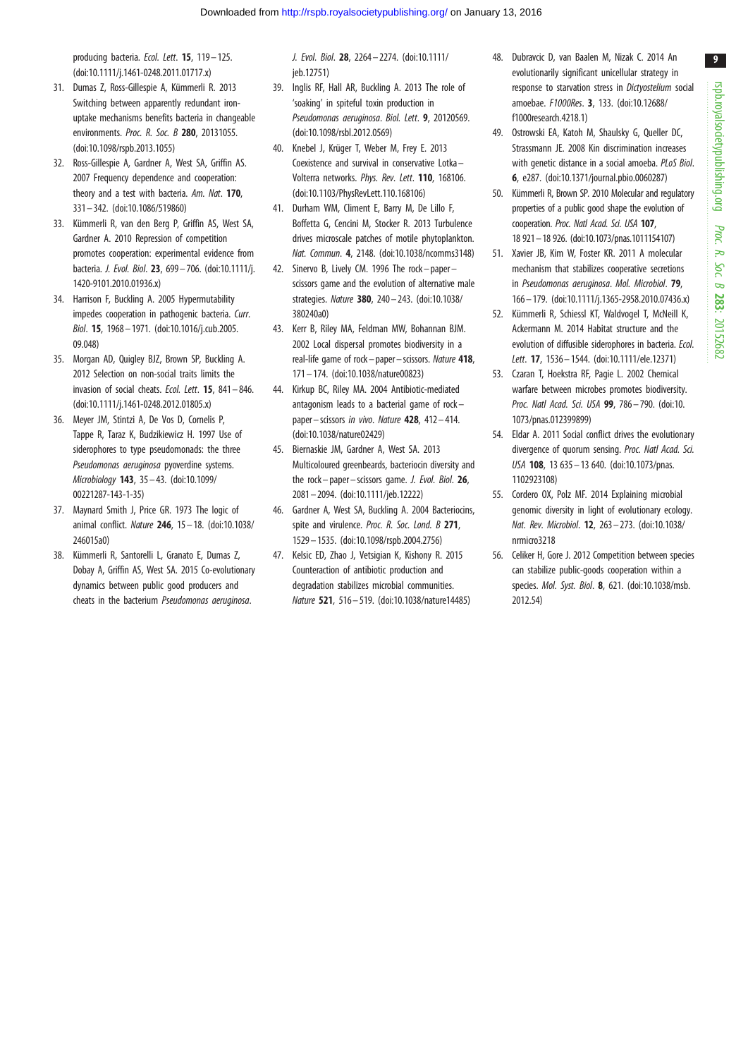producing bacteria. *Ecol. Lett*. **15**, 119–125. (doi:10.1111/j.1461-0248.2011.01717.x)

31. Dumas Z, Ross-Gillespie A, Kümmerli R. 2013 Switching between apparently redundant iron-uptake mechanisms benefits bacteria in changeable environments. *Proc. R. Soc. B* **280**, 20131055. (doi:10.1098/rspb.2013.1055)
32. Ross-Gillespie A, Gardner A, West SA, Griffin AS. 2007 Frequency dependence and cooperation: theory and a test with bacteria. *Am. Nat*. **170**, 331–342. (doi:10.1086/519860)
33. Kümmerli R, van den Berg P, Griffin AS, West SA, Gardner A. 2010 Repression of competition promotes cooperation: experimental evidence from bacteria. *J. Evol. Biol*. **23**, 699–706. (doi:10.1111/j.1420-9101.2010.01936.x)
34. Harrison F, Buckling A. 2005 Hypermutability impedes cooperation in pathogenic bacteria. *Curr. Biol*. **15**, 1968–1971. (doi:10.1016/j.cub.2005.09.048)
35. Morgan AD, Quigley BJZ, Brown SP, Buckling A. 2012 Selection on non-social traits limits the invasion of social cheats. *Ecol. Lett*. **15**, 841–846. (doi:10.1111/j.1461-0248.2012.01805.x)
36. Meyer JM, Stintzi A, De Vos D, Cornelis P, Tappe R, Taraz K, Budzikiewicz H. 1997 Use of siderophores to type pseudomonads: the three *Pseudomonas aeruginosa* pyoverdine systems. *Microbiology* **143**, 35–43. (doi:10.1099/00221287-143-1-35)
37. Maynard Smith J, Price GR. 1973 The logic of animal conflict. *Nature* **246**, 15–18. (doi:10.1038/246015a0)
38. Kümmerli R, Santorelli L, Granato E, Dumas Z, Dobay A, Griffin AS, West SA. 2015 Co-evolutionary dynamics between public good producers and cheats in the bacterium *Pseudomonas aeruginosa*. *J. Evol. Biol*. **28**, 2264–2274. (doi:10.1111/jeb.12751)
39. Inglis RF, Hall AR, Buckling A. 2013 The role of 'soaking' in spiteful toxin production in *Pseudomonas aeruginosa*. *Biol. Lett*. **9**, 20120569. (doi:10.1098/rsbl.2012.0569)
40. Knebel J, Krüger T, Weber M, Frey E. 2013 Coexistence and survival in conservative Lotka–Volterra networks. *Phys. Rev. Lett*. **110**, 168106. (doi:10.1103/PhysRevLett.110.168106)
41. Durham WM, Climent E, Barry M, De Lillo F, Boffetta G, Cencini M, Stocker R. 2013 Turbulence drives microscale patches of motile phytoplankton. *Nat. Commun*. **4**, 2148. (doi:10.1038/ncomms3148)
42. Sinervo B, Lively CM. 1996 The rock–paper–scissors game and the evolution of alternative male strategies. *Nature* **380**, 240–243. (doi:10.1038/380240a0)
43. Kerr B, Riley MA, Feldman MW, Bohannan BJM. 2002 Local dispersal promotes biodiversity in a real-life game of rock–paper–scissors. *Nature* **418**, 171–174. (doi:10.1038/nature00823)
44. Kirkup BC, Riley MA. 2004 Antibiotic-mediated antagonism leads to a bacterial game of rock–paper–scissors *in vivo*. *Nature* **428**, 412–414. (doi:10.1038/nature02429)
45. Biernaskie JM, Gardner A, West SA. 2013 Multicoloured greenbeards, bacteriocin diversity and the rock–paper–scissors game. *J. Evol. Biol*. **26**, 2081–2094. (doi:10.1111/jeb.12222)
46. Gardner A, West SA, Buckling A. 2004 Bacteriocins, spite and virulence. *Proc. R. Soc. Lond. B* **271**, 1529–1535. (doi:10.1098/rspb.2004.2756)
47. Kelsic ED, Zhao J, Vetsigian K, Kishony R. 2015 Counteraction of antibiotic production and degradation stabilizes microbial communities. *Nature* **521**, 516–519. (doi:10.1038/nature14485)
48. Dubravcic D, van Baalen M, Nizak C. 2014 An evolutionarily significant unicellular strategy in response to starvation stress in *Dictyostelium* social amoebae. *F1000Res*. **3**, 133. (doi:10.12688/f1000research.4218.1)
49. Ostrowski EA, Katoh M, Shaulsky G, Queller DC, Strassmann JE. 2008 Kin discrimination increases with genetic distance in a social amoeba. *PLoS Biol*. **6**, e287. (doi:10.1371/journal.pbio.0060287)
50. Kümmerli R, Brown SP. 2010 Molecular and regulatory properties of a public good shape the evolution of cooperation. *Proc. Natl Acad. Sci. USA* **107**, 18 921–18 926. (doi:10.1073/pnas.1011154107)
51. Xavier JB, Kim W, Foster KR. 2011 A molecular mechanism that stabilizes cooperative secretions in *Pseudomonas aeruginosa*. *Mol. Microbiol*. **79**, 166–179. (doi:10.1111/j.1365-2958.2010.07436.x)
52. Kümmerli R, Schiessl KT, Waldvogel T, McNeill K, Ackermann M. 2014 Habitat structure and the evolution of diffusible siderophores in bacteria. *Ecol. Lett*. **17**, 1536–1544. (doi:10.1111/ele.12371)
53. Czaran T, Hoekstra RF, Pagie L. 2002 Chemical warfare between microbes promotes biodiversity. *Proc. Natl Acad. Sci. USA* **99**, 786–790. (doi:10.1073/pnas.012399899)
54. Eldar A. 2011 Social conflict drives the evolutionary divergence of quorum sensing. *Proc. Natl Acad. Sci. USA* **108**, 13 635–13 640. (doi:10.1073/pnas.1102923108)
55. Cordero OX, Polz MF. 2014 Explaining microbial genomic diversity in light of evolutionary ecology. *Nat. Rev. Microbiol*. **12**, 263–273. (doi:10.1038/nrmicro3218
56. Celiker H, Gore J. 2012 Competition between species can stabilize public-goods cooperation within a species. *Mol. Syst. Biol*. **8**, 621. (doi:10.1038/msb.2012.54)